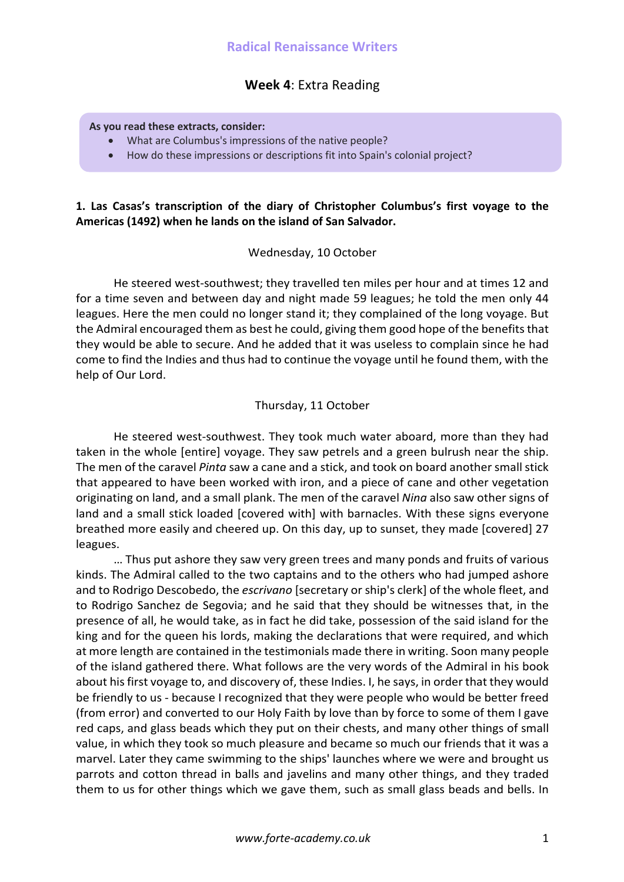# Radical Renaissance Writers

## **Week 4**: Extra Reading

**As you read these extracts, consider:**

- What are Columbus's impressions of the native people?
- How do these impressions or descriptions fit into Spain's colonial project?

### 1. Las Casas's transcription of the diary of Christopher Columbus's first voyage to the Americas (1492) when he lands on the island of San Salvador.

Wednesday, 10 October

He steered west-southwest; they travelled ten miles per hour and at times 12 and for a time seven and between day and night made 59 leagues; he told the men only 44 leagues. Here the men could no longer stand it; they complained of the long voyage. But the Admiral encouraged them as best he could, giving them good hope of the benefits that they would be able to secure. And he added that it was useless to complain since he had come to find the Indies and thus had to continue the voyage until he found them, with the help of Our Lord.

Thursday, 11 October

He steered west-southwest. They took much water aboard, more than they had taken in the whole [entire] voyage. They saw petrels and a green bulrush near the ship. The men of the caravel *Pinta* saw a cane and a stick, and took on board another small stick that appeared to have been worked with iron, and a piece of cane and other vegetation originating on land, and a small plank. The men of the caravel *Nina* also saw other signs of land and a small stick loaded [covered with] with barnacles. With these signs everyone breathed more easily and cheered up. On this day, up to sunset, they made [covered] 27 leagues.

… Thus put ashore they saw very green trees and many ponds and fruits of various kinds. The Admiral called to the two captains and to the others who had jumped ashore and to Rodrigo Descobedo, the *escrivano* [secretary or ship's clerk] of the whole fleet, and to Rodrigo Sanchez de Segovia; and he said that they should be witnesses that, in the presence of all, he would take, as in fact he did take, possession of the said island for the king and for the queen his lords, making the declarations that were required, and which at more length are contained in the testimonials made there in writing. Soon many people of the island gathered there. What follows are the very words of the Admiral in his book about his first voyage to, and discovery of, these Indies. I, he says, in order that they would be friendly to us - because I recognized that they were people who would be better freed (from error) and converted to our Holy Faith by love than by force to some of them I gave red caps, and glass beads which they put on their chests, and many other things of small value, in which they took so much pleasure and became so much our friends that it was a marvel. Later they came swimming to the ships' launches where we were and brought us parrots and cotton thread in balls and javelins and many other things, and they traded them to us for other things which we gave them, such as small glass beads and bells. In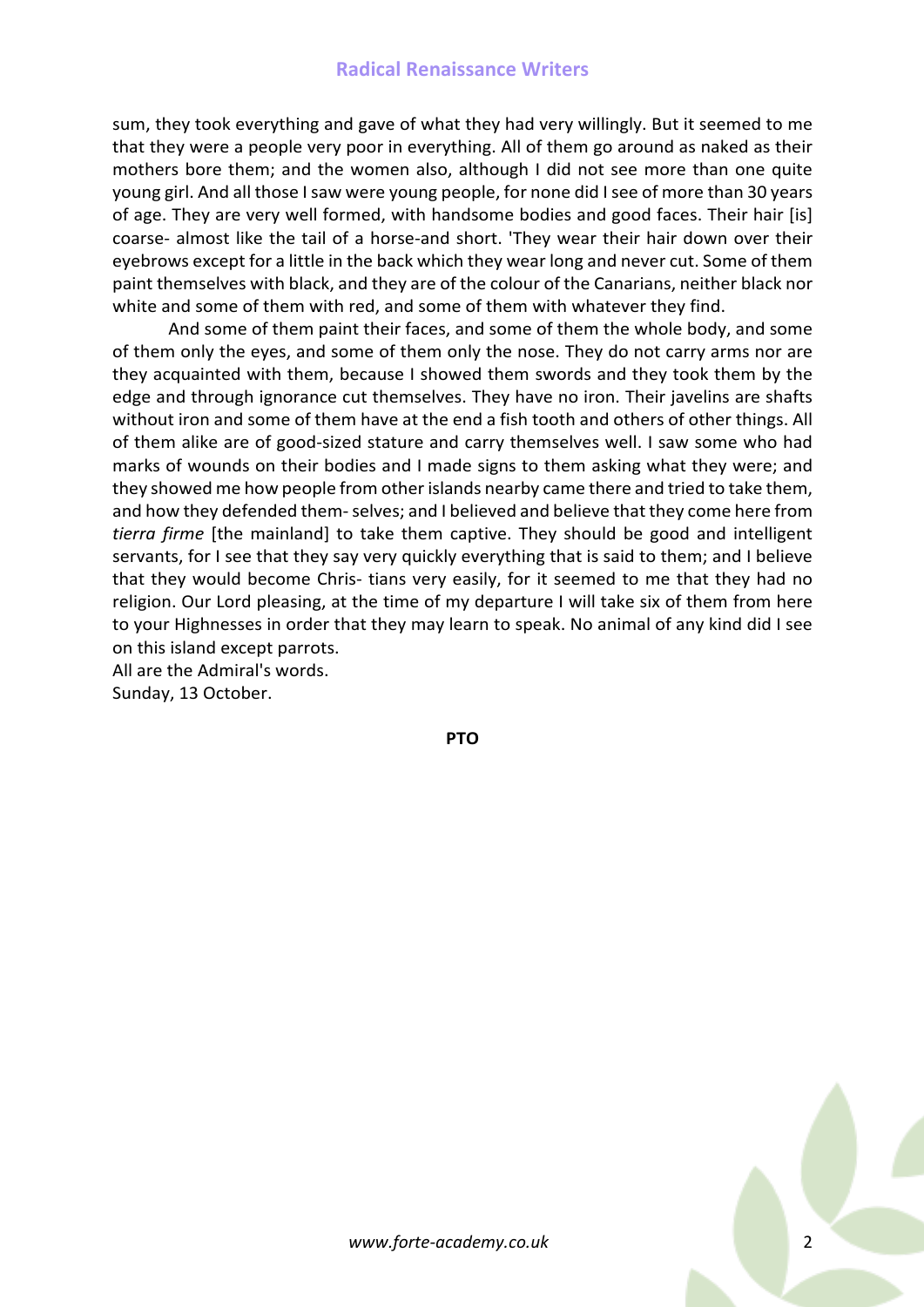sum, they took everything and gave of what they had very willingly. But it seemed to me that they were a people very poor in everything. All of them go around as naked as their mothers bore them; and the women also, although I did not see more than one quite young girl. And all those I saw were young people, for none did I see of more than 30 years of age. They are very well formed, with handsome bodies and good faces. Their hair [is] coarse- almost like the tail of a horse-and short. 'They wear their hair down over their eyebrows except for a little in the back which they wear long and never cut. Some of them paint themselves with black, and they are of the colour of the Canarians, neither black nor white and some of them with red, and some of them with whatever they find.

And some of them paint their faces, and some of them the whole body, and some of them only the eyes, and some of them only the nose. They do not carry arms nor are they acquainted with them, because I showed them swords and they took them by the edge and through ignorance cut themselves. They have no iron. Their javelins are shafts without iron and some of them have at the end a fish tooth and others of other things. All of them alike are of good-sized stature and carry themselves well. I saw some who had marks of wounds on their bodies and I made signs to them asking what they were; and they showed me how people from other islands nearby came there and tried to take them, and how they defended them- selves; and I believed and believe that they come here from *tierra firme* [the mainland] to take them captive. They should be good and intelligent servants, for I see that they say very quickly everything that is said to them; and I believe that they would become Chris- tians very easily, for it seemed to me that they had no religion. Our Lord pleasing, at the time of my departure I will take six of them from here to your Highnesses in order that they may learn to speak. No animal of any kind did I see on this island except parrots.

All are the Admiral's words.

Sunday, 13 October.

**PTO**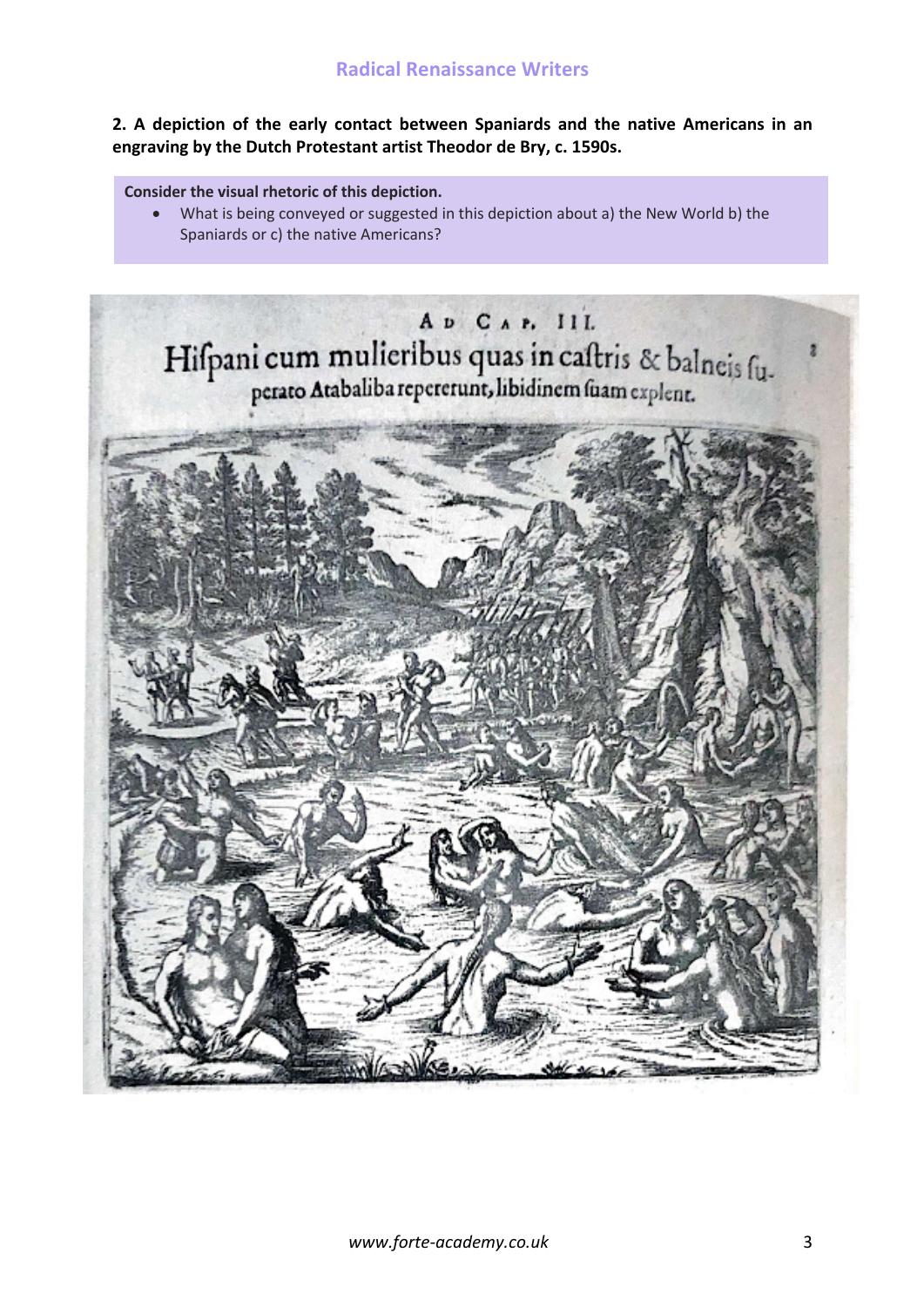**2. A depiction of the early contact between Spaniards and the native Americans in an engraving by the Dutch Protestant artist Theodor de Bry, c. 1590s.**

**Consider the visual rhetoric of this depiction.**

- What is being conveyed or suggested in this depiction about a) the New World b) the Spaniards or c) the native Americans?

AD CAP. III.

Hispani cum mulieribus quas in castris & balneis superato Atabaliba repererunt, libidinem suam explent.

*www.forte-academy.co.uk*